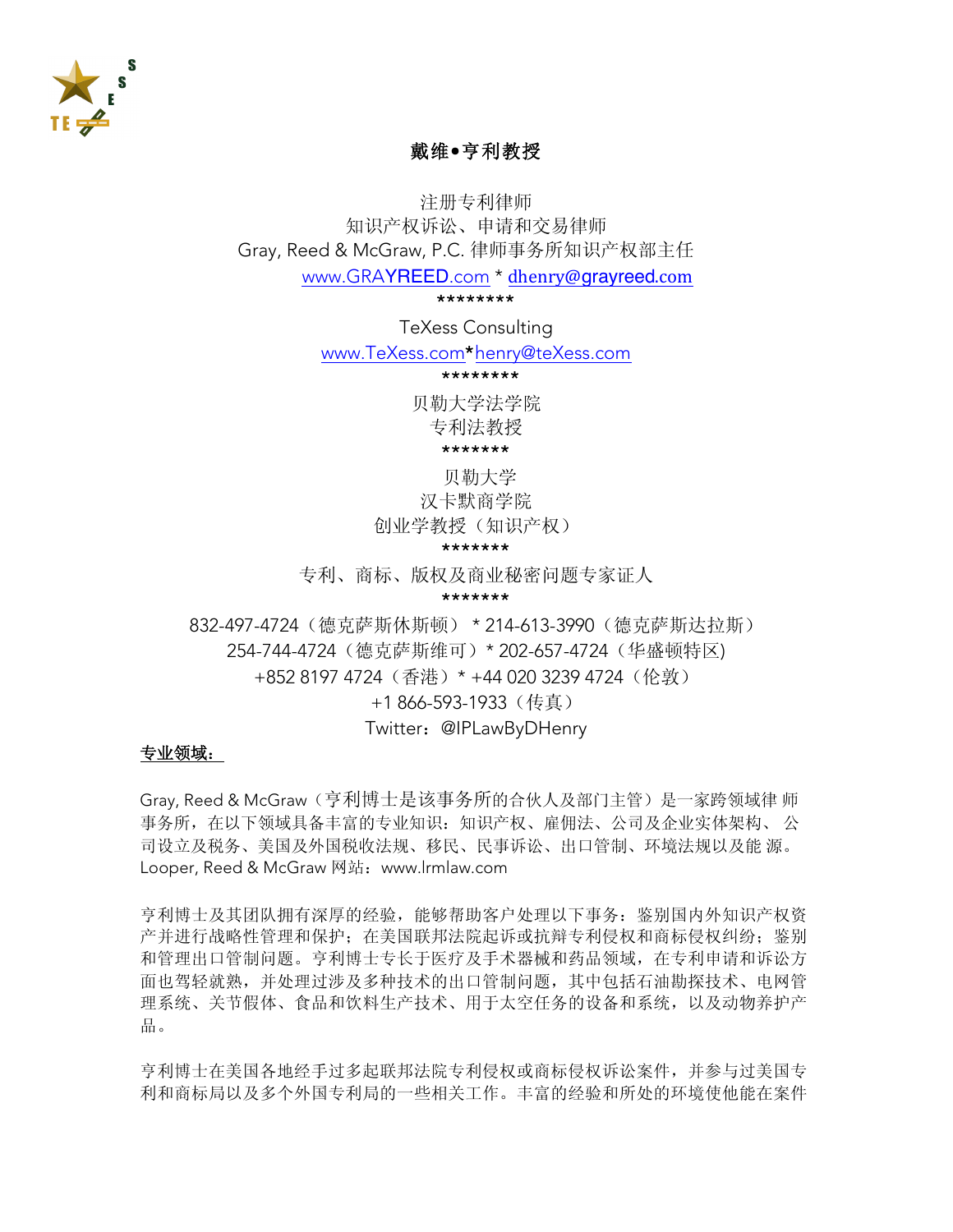# 戴维•亨利教授

注册专利律师
知识产权诉讼、申请和交易律师
Gray, Reed & McGraw, P.C. 律师事务所知识产权部主任
www.GRAYREED.com * dhenry@grayreed.com
********
TeXess Consulting
www.TeXess.com*henry@teXess.com
********
贝勒大学法学院
专利法教授
*******
贝勒大学
汉卡默商学院
创业学教授（知识产权）
*******
专利、商标、版权及商业秘密问题专家证人
*******
832-497-4724（德克萨斯休斯顿） * 214-613-3990（德克萨斯达拉斯）
254-744-4724（德克萨斯维可）* 202-657-4724（华盛顿特区)
+852 8197 4724（香港）* +44 020 3239 4724（伦敦）
+1 866-593-1933（传真）
Twitter：@IPLawByDHenry

**专业领域：**

Gray, Reed & McGraw（亨利博士是该事务所的合伙人及部门主管）是一家跨领域律 师事务所，在以下领域具备丰富的专业知识：知识产权、雇佣法、公司及企业实体架构、 公司设立及税务、美国及外国税收法规、移民、民事诉讼、出口管制、环境法规以及能 源。Looper, Reed & McGraw 网站：www.lrmlaw.com

亨利博士及其团队拥有深厚的经验，能够帮助客户处理以下事务：鉴别国内外知识产权资产并进行战略性管理和保护；在美国联邦法院起诉或抗辩专利侵权和商标侵权纠纷；鉴别和管理出口管制问题。亨利博士专长于医疗及手术器械和药品领域，在专利申请和诉讼方面也驾轻就熟，并处理过涉及多种技术的出口管制问题，其中包括石油勘探技术、电网管理系统、关节假体、食品和饮料生产技术、用于太空任务的设备和系统，以及动物养护产品。

亨利博士在美国各地经手过多起联邦法院专利侵权或商标侵权诉讼案件，并参与过美国专利和商标局以及多个外国专利局的一些相关工作。丰富的经验和所处的环境使他能在案件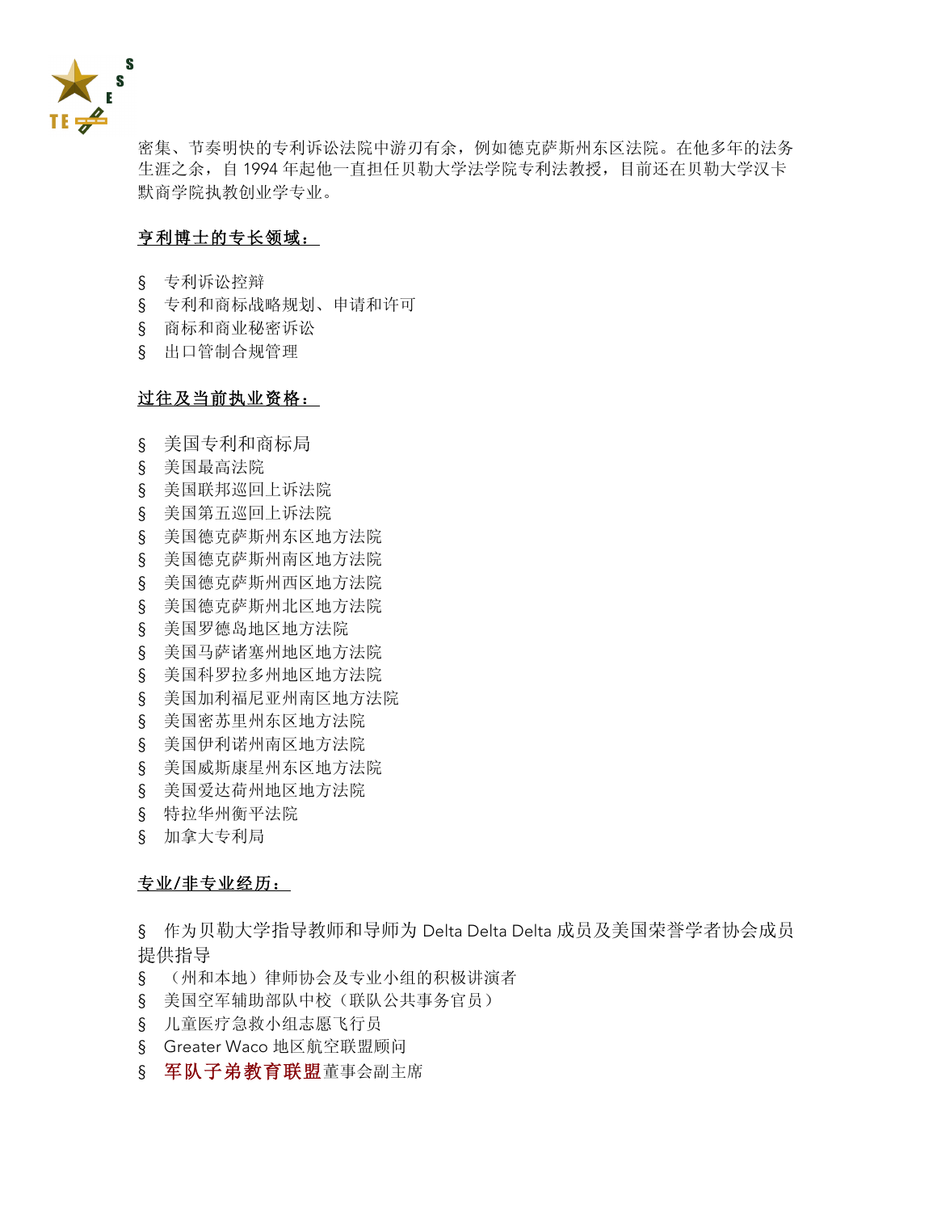密集、节奏明快的专利诉讼法院中游刃有余，例如德克萨斯州东区法院。在他多年的法务生涯之余，自 1994 年起他一直担任贝勒大学法学院专利法教授，目前还在贝勒大学汉卡默商学院执教创业学专业。

**亨利博士的专长领域：**

- 专利诉讼控辩
- 专利和商标战略规划、申请和许可
- 商标和商业秘密诉讼
- 出口管制合规管理

**过往及当前执业资格：**

- 美国专利和商标局
- 美国最高法院
- 美国联邦巡回上诉法院
- 美国第五巡回上诉法院
- 美国德克萨斯州东区地方法院
- 美国德克萨斯州南区地方法院
- 美国德克萨斯州西区地方法院
- 美国德克萨斯州北区地方法院
- 美国罗德岛地区地方法院
- 美国马萨诸塞州地区地方法院
- 美国科罗拉多州地区地方法院
- 美国加利福尼亚州南区地方法院
- 美国密苏里州东区地方法院
- 美国伊利诺州南区地方法院
- 美国威斯康星州东区地方法院
- 美国爱达荷州地区地方法院
- 特拉华州衡平法院
- 加拿大专利局

**专业/非专业经历：**

- 作为贝勒大学指导教师和导师为 Delta Delta Delta 成员及美国荣誉学者协会成员提供指导
- （州和本地）律师协会及专业小组的积极讲演者
- 美国空军辅助部队中校（联队公共事务官员）
- 儿童医疗急救小组志愿飞行员
- Greater Waco 地区航空联盟顾问
- 军队子弟教育联盟董事会副主席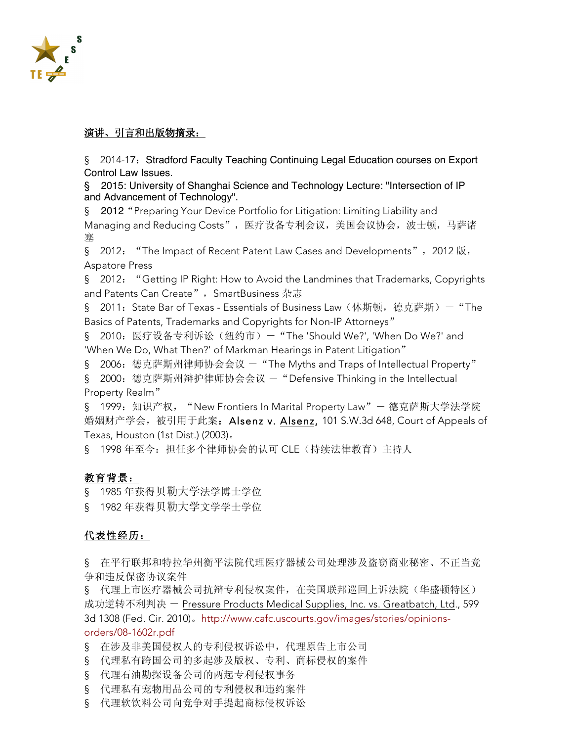## 演讲、引言和出版物摘录：

§ 2014-17：Stradford Faculty Teaching Continuing Legal Education courses on Export Control Law Issues.

§ 2015: University of Shanghai Science and Technology Lecture: "Intersection of IP and Advancement of Technology".

§ 2012"Preparing Your Device Portfolio for Litigation: Limiting Liability and Managing and Reducing Costs"，医疗设备专利会议，美国会议协会，波士顿，马萨诸塞

§ 2012："The Impact of Recent Patent Law Cases and Developments"，2012 版，Aspatore Press

§ 2012："Getting IP Right: How to Avoid the Landmines that Trademarks, Copyrights and Patents Can Create"，SmartBusiness 杂志

§ 2011：State Bar of Texas - Essentials of Business Law（休斯顿，德克萨斯）－"The Basics of Patents, Trademarks and Copyrights for Non-IP Attorneys"

§ 2010：医疗设备专利诉讼（纽约市）－"The 'Should We?', 'When Do We?' and 'When We Do, What Then?' of Markman Hearings in Patent Litigation"

§ 2006：德克萨斯州律师协会会议 －"The Myths and Traps of Intellectual Property"

§ 2000：德克萨斯州辩护律师协会会议 －"Defensive Thinking in the Intellectual Property Realm"

§ 1999：知识产权，"New Frontiers In Marital Property Law"－ 德克萨斯大学法学院婚姻财产学会，被引用于此案：**Alsenz v.** Alsenz, 101 S.W.3d 648, Court of Appeals of Texas, Houston (1st Dist.) (2003)。

§ 1998 年至今：担任多个律师协会的认可 CLE（持续法律教育）主持人

## 教育背景：

§ 1985 年获得贝勒大学法学博士学位

§ 1982 年获得贝勒大学文学学士学位

## 代表性经历：

§ 在平行联邦和特拉华州衡平法院代理医疗器械公司处理涉及盗窃商业秘密、不正当竞争和违反保密协议案件

§ 代理上市医疗器械公司抗辩专利侵权案件，在美国联邦巡回上诉法院（华盛顿特区）成功逆转不利判决 － Pressure Products Medical Supplies, Inc. vs. Greatbatch, Ltd., 599 3d 1308 (Fed. Cir. 2010)。http://www.cafc.uscourts.gov/images/stories/opinions-orders/08-1602r.pdf

§ 在涉及非美国侵权人的专利侵权诉讼中，代理原告上市公司

§ 代理私有跨国公司的多起涉及版权、专利、商标侵权的案件

§ 代理石油勘探设备公司的两起专利侵权事务

§ 代理私有宠物用品公司的专利侵权和违约案件

§ 代理软饮料公司向竞争对手提起商标侵权诉讼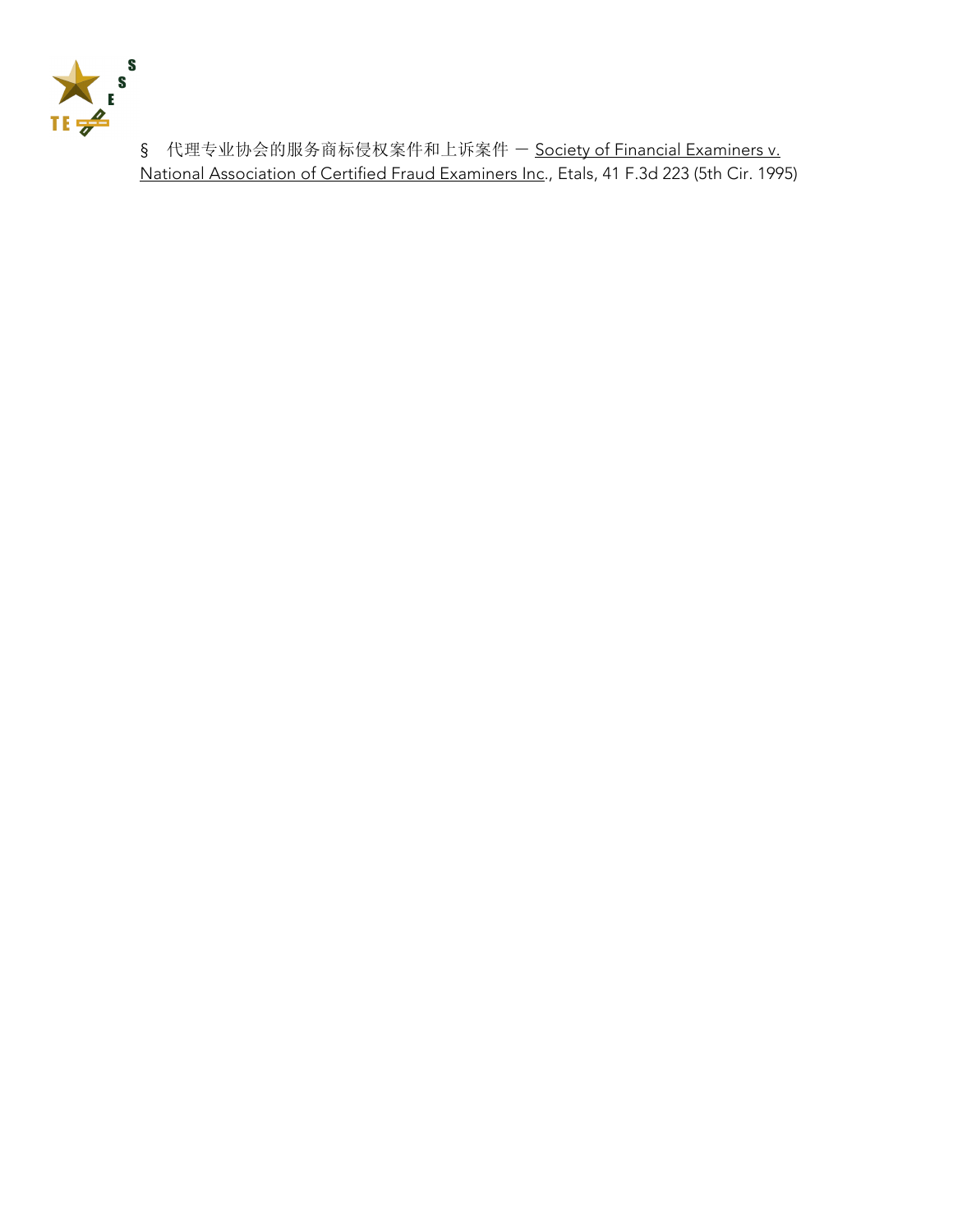§ 代理专业协会的服务商标侵权案件和上诉案件 — Society of Financial Examiners v. National Association of Certified Fraud Examiners Inc., Etals, 41 F.3d 223 (5th Cir. 1995)